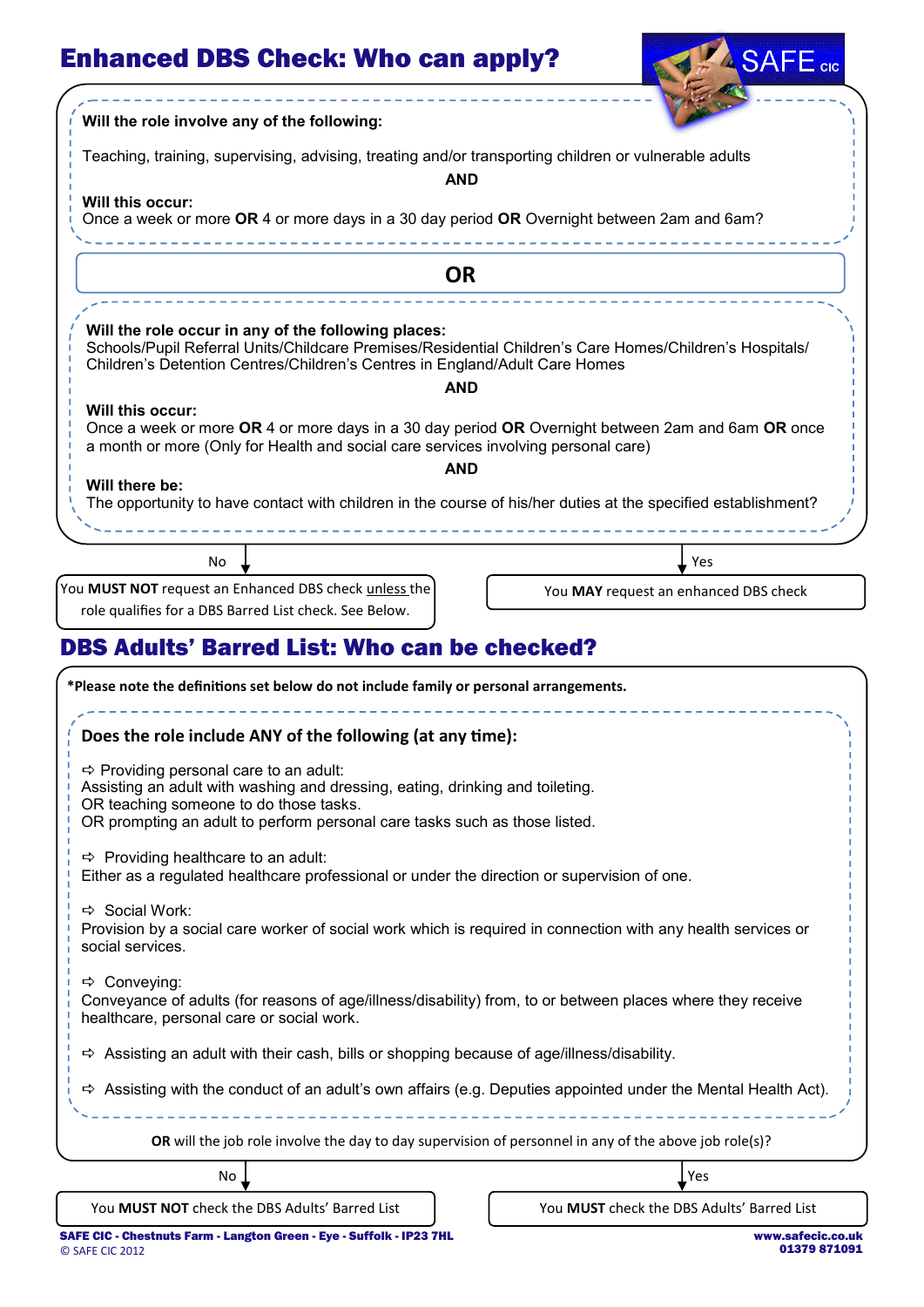# Enhanced DBS Check: Who can apply?

SAFE CIC

**Will the role involve any of the following:**

Teaching, training, supervising, advising, treating and/or transporting children or vulnerable adults

**AND**

**Will this occur:**
Once a week or more **OR** 4 or more days in a 30 day period **OR** Overnight between 2am and 6am?

**OR**

**Will the role occur in any of the following places:**
Schools/Pupil Referral Units/Childcare Premises/Residential Children's Care Homes/Children's Hospitals/ Children's Detention Centres/Children's Centres in England/Adult Care Homes

**AND**

**Will this occur:**
Once a week or more **OR** 4 or more days in a 30 day period **OR** Overnight between 2am and 6am **OR** once a month or more (Only for Health and social care services involving personal care)

**AND**

**Will there be:**
The opportunity to have contact with children in the course of his/her duties at the specified establishment?

No → You **MUST NOT** request an Enhanced DBS check unless the role qualifies for a DBS Barred List check. See Below.

Yes → You **MAY** request an enhanced DBS check

# DBS Adults' Barred List: Who can be checked?

***Please note the definitions set below do not include family or personal arrangements.**

**Does the role include ANY of the following (at any time):**

⇨ Providing personal care to an adult:
Assisting an adult with washing and dressing, eating, drinking and toileting.
OR teaching someone to do those tasks.
OR prompting an adult to perform personal care tasks such as those listed.

⇨ Providing healthcare to an adult:
Either as a regulated healthcare professional or under the direction or supervision of one.

⇨ Social Work:
Provision by a social care worker of social work which is required in connection with any health services or social services.

⇨ Conveying:
Conveyance of adults (for reasons of age/illness/disability) from, to or between places where they receive healthcare, personal care or social work.

⇨ Assisting an adult with their cash, bills or shopping because of age/illness/disability.

⇨ Assisting with the conduct of an adult's own affairs (e.g. Deputies appointed under the Mental Health Act).

**OR** will the job role involve the day to day supervision of personnel in any of the above job role(s)?

No → You **MUST NOT** check the DBS Adults' Barred List

Yes → You **MUST** check the DBS Adults' Barred List

**SAFE CIC - Chestnuts Farm - Langton Green - Eye - Suffolk - IP23 7HL**
© SAFE CIC 2012

**www.safecic.co.uk**
**01379 871091**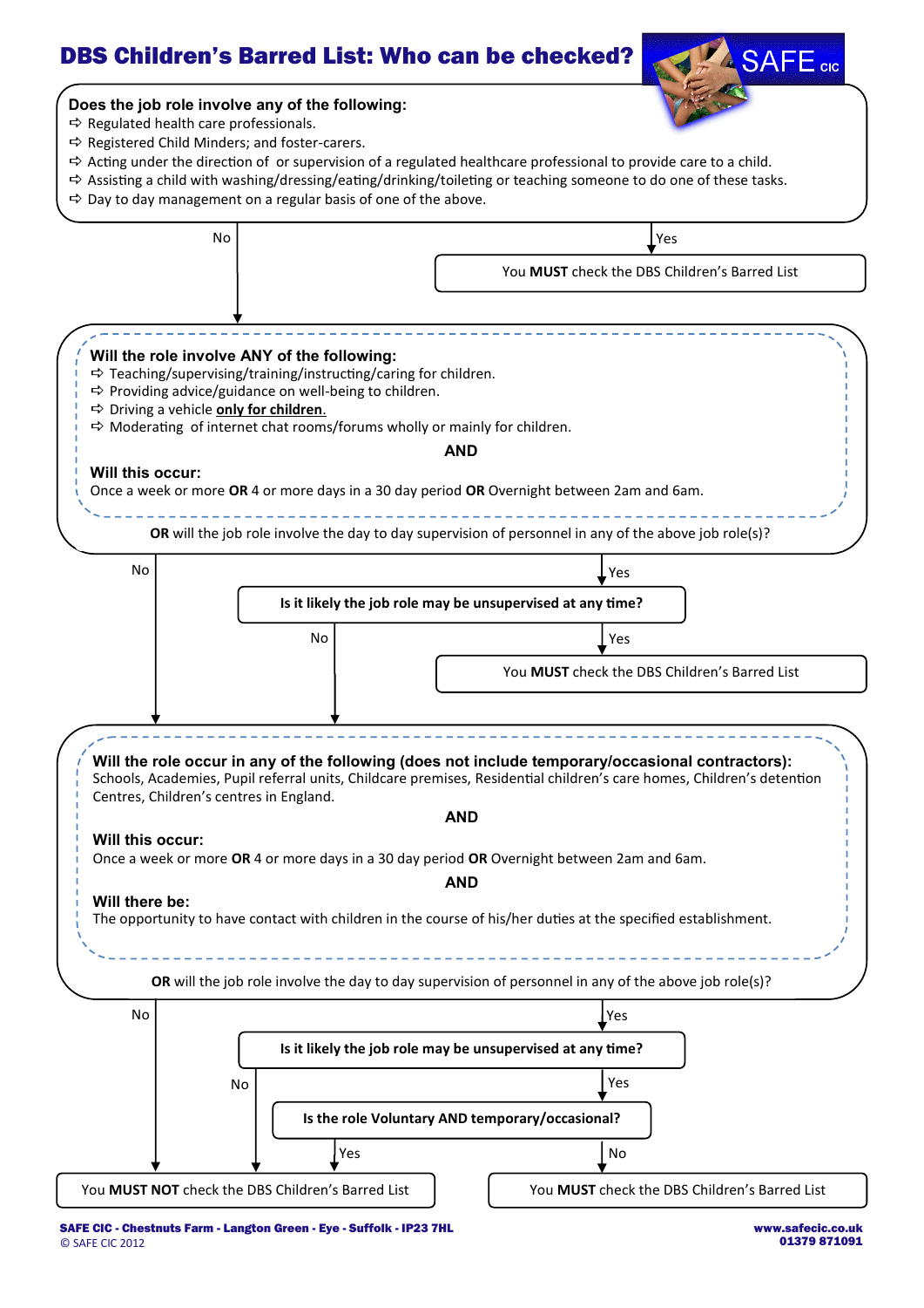# DBS Children's Barred List: Who can be checked?

SAFE CIC

**Does the job role involve any of the following:**

- ⇨ Regulated health care professionals.
- ⇨ Registered Child Minders; and foster-carers.
- ⇨ Acting under the direction of or supervision of a regulated healthcare professional to provide care to a child.
- ⇨ Assisting a child with washing/dressing/eating/drinking/toileting or teaching someone to do one of these tasks.
- ⇨ Day to day management on a regular basis of one of the above.

No

Yes

You **MUST** check the DBS Children's Barred List

**Will the role involve ANY of the following:**

- ⇨ Teaching/supervising/training/instructing/caring for children.
- ⇨ Providing advice/guidance on well-being to children.
- ⇨ Driving a vehicle **only for children**.
- ⇨ Moderating of internet chat rooms/forums wholly or mainly for children.

**AND**

**Will this occur:**

Once a week or more **OR** 4 or more days in a 30 day period **OR** Overnight between 2am and 6am.

**OR** will the job role involve the day to day supervision of personnel in any of the above job role(s)?

No

Yes

**Is it likely the job role may be unsupervised at any time?**

No

Yes

You **MUST** check the DBS Children's Barred List

**Will the role occur in any of the following (does not include temporary/occasional contractors):**

Schools, Academies, Pupil referral units, Childcare premises, Residential children's care homes, Children's detention Centres, Children's centres in England.

**AND**

**Will this occur:**

Once a week or more **OR** 4 or more days in a 30 day period **OR** Overnight between 2am and 6am.

**AND**

**Will there be:**

The opportunity to have contact with children in the course of his/her duties at the specified establishment.

**OR** will the job role involve the day to day supervision of personnel in any of the above job role(s)?

No

Yes

**Is it likely the job role may be unsupervised at any time?**

No

Yes

**Is the role Voluntary AND temporary/occasional?**

Yes

No

You **MUST NOT** check the DBS Children's Barred List

You **MUST** check the DBS Children's Barred List

**SAFE CIC - Chestnuts Farm - Langton Green - Eye - Suffolk - IP23 7HL**

© SAFE CIC 2012

**www.safecic.co.uk**
**01379 871091**